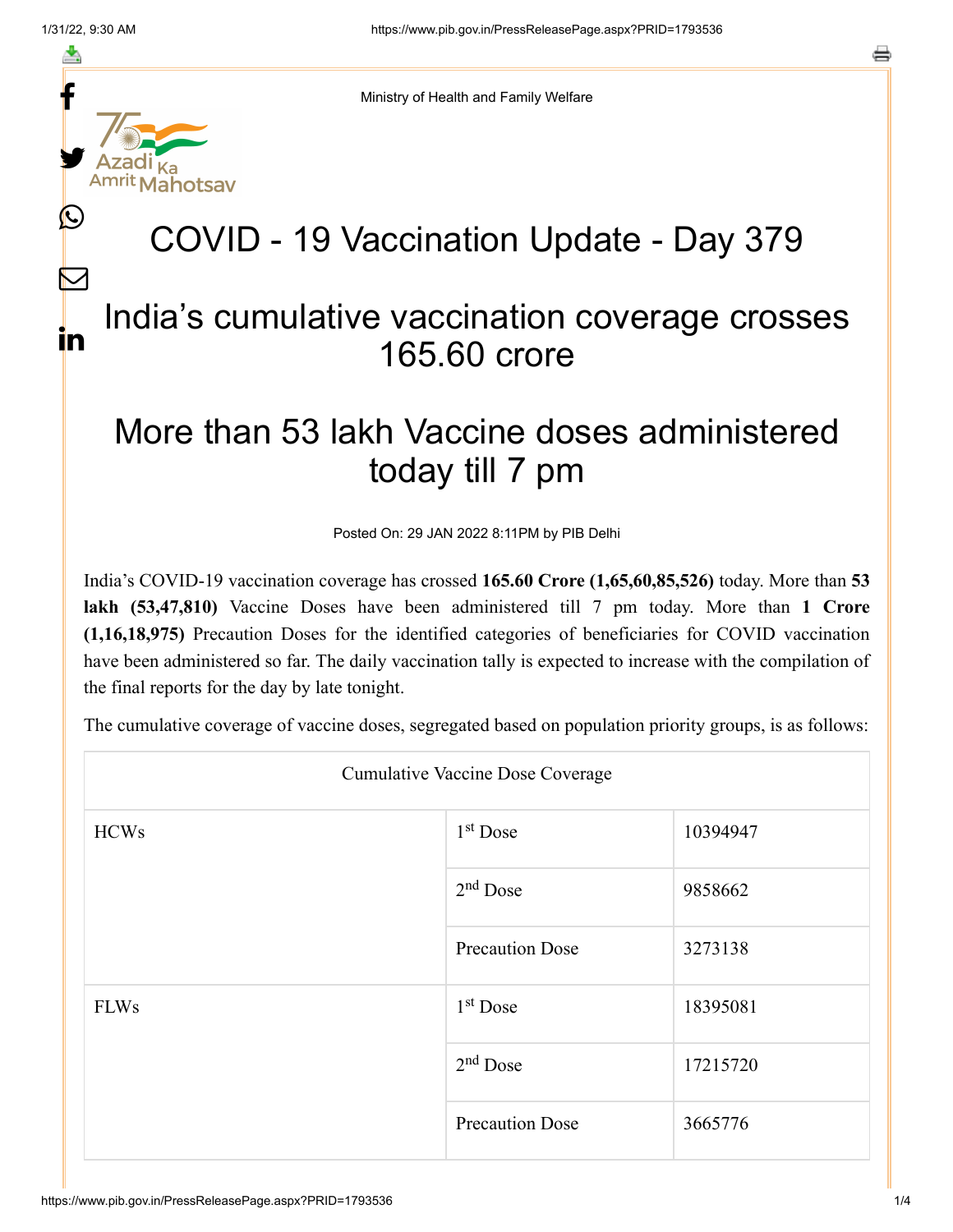Ministry of Health and Family Welfare

# COVID - 19 Vaccination Update - Day 379

## India's cumulative vaccination coverage crosses 165.60 crore

## More than 53 lakh Vaccine doses administered today till 7 pm

Posted On: 29 JAN 2022 8:11PM by PIB Delhi

India's COVID-19 vaccination coverage has crossed **165.60 Crore (1,65,60,85,526)** today. More than **53 lakh (53,47,810)** Vaccine Doses have been administered till 7 pm today. More than **1 Crore (1,16,18,975)** Precaution Doses for the identified categories of beneficiaries for COVID vaccination have been administered so far. The daily vaccination tally is expected to increase with the compilation of the final reports for the day by late tonight.

The cumulative coverage of vaccine doses, segregated based on population priority groups, is as follows:

| Cumulative Vaccine Dose Coverage | | |
|---|---|---|
| HCWs | 1st Dose | 10394947 |
| | 2nd Dose | 9858662 |
| | Precaution Dose | 3273138 |
| FLWs | 1st Dose | 18395081 |
| | 2nd Dose | 17215720 |
| | Precaution Dose | 3665776 |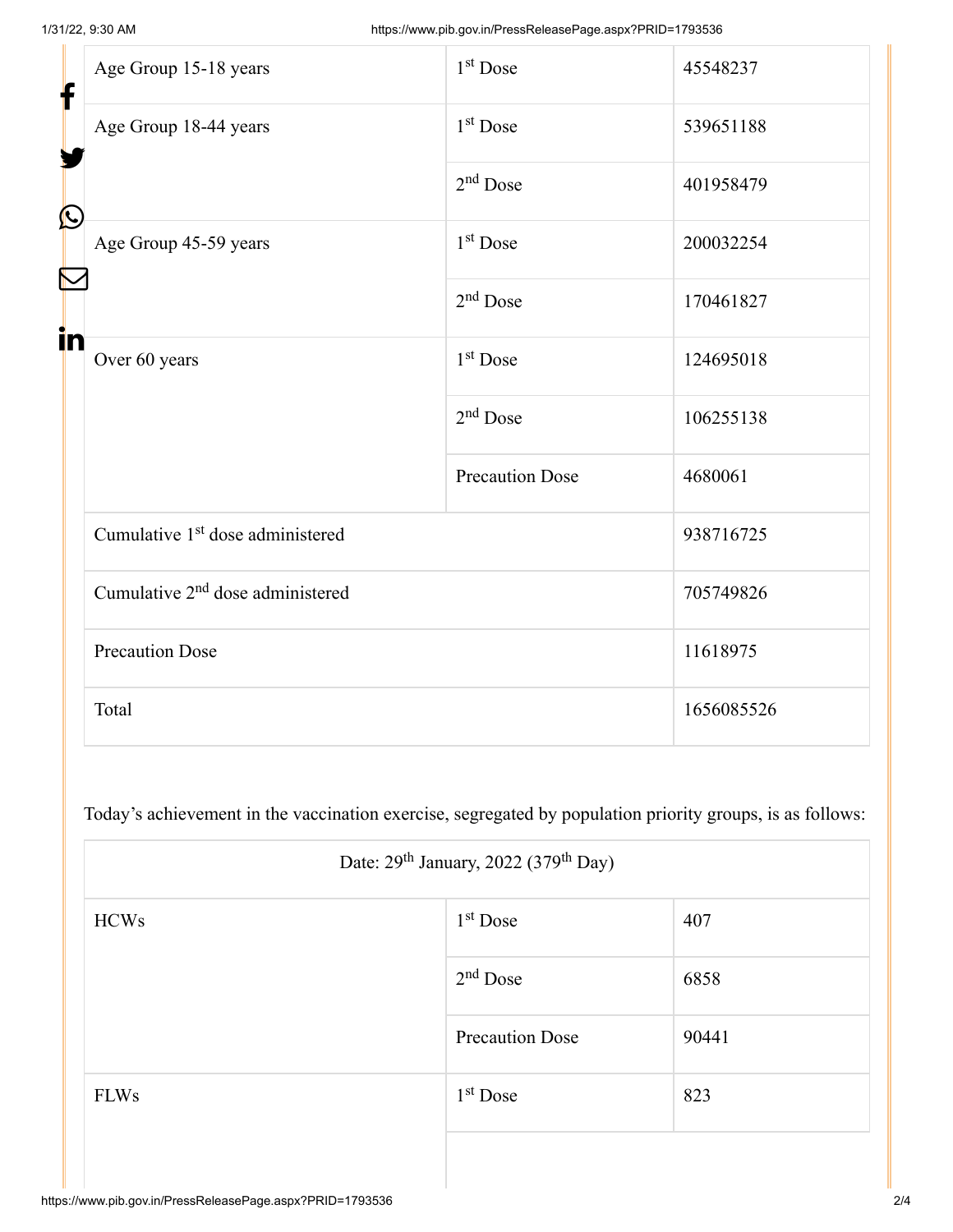| | | |
|---|---|---|
| Age Group 15-18 years | 1st Dose | 45548237 |
| Age Group 18-44 years | 1st Dose | 539651188 |
| | 2nd Dose | 401958479 |
| Age Group 45-59 years | 1st Dose | 200032254 |
| | 2nd Dose | 170461827 |
| Over 60 years | 1st Dose | 124695018 |
| | 2nd Dose | 106255138 |
| | Precaution Dose | 4680061 |
| Cumulative 1st dose administered | | 938716725 |
| Cumulative 2nd dose administered | | 705749826 |
| Precaution Dose | | 11618975 |
| Total | | 1656085526 |

Today's achievement in the vaccination exercise, segregated by population priority groups, is as follows:

| Date: 29th January, 2022 (379th Day) | | |
|---|---|---|
| HCWs | 1st Dose | 407 |
| | 2nd Dose | 6858 |
| | Precaution Dose | 90441 |
| FLWs | 1st Dose | 823 |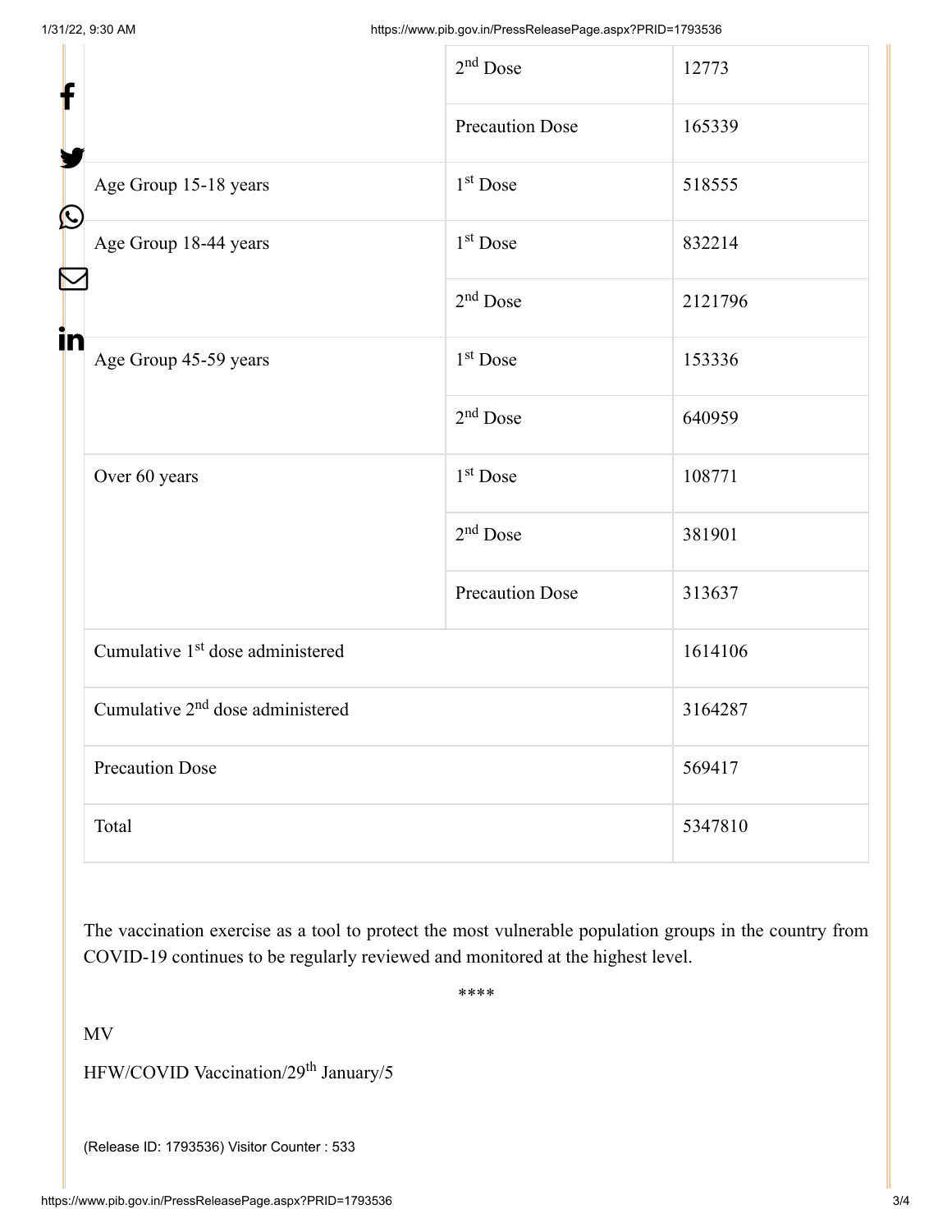| | | |
|---|---|---|
| | 2nd Dose | 12773 |
| | Precaution Dose | 165339 |
| Age Group 15-18 years | 1st Dose | 518555 |
| Age Group 18-44 years | 1st Dose | 832214 |
| | 2nd Dose | 2121796 |
| Age Group 45-59 years | 1st Dose | 153336 |
| | 2nd Dose | 640959 |
| Over 60 years | 1st Dose | 108771 |
| | 2nd Dose | 381901 |
| | Precaution Dose | 313637 |
| Cumulative 1st dose administered | | 1614106 |
| Cumulative 2nd dose administered | | 3164287 |
| Precaution Dose | | 569417 |
| Total | | 5347810 |

The vaccination exercise as a tool to protect the most vulnerable population groups in the country from COVID-19 continues to be regularly reviewed and monitored at the highest level.

****

MV

HFW/COVID Vaccination/29th January/5

(Release ID: 1793536) Visitor Counter : 533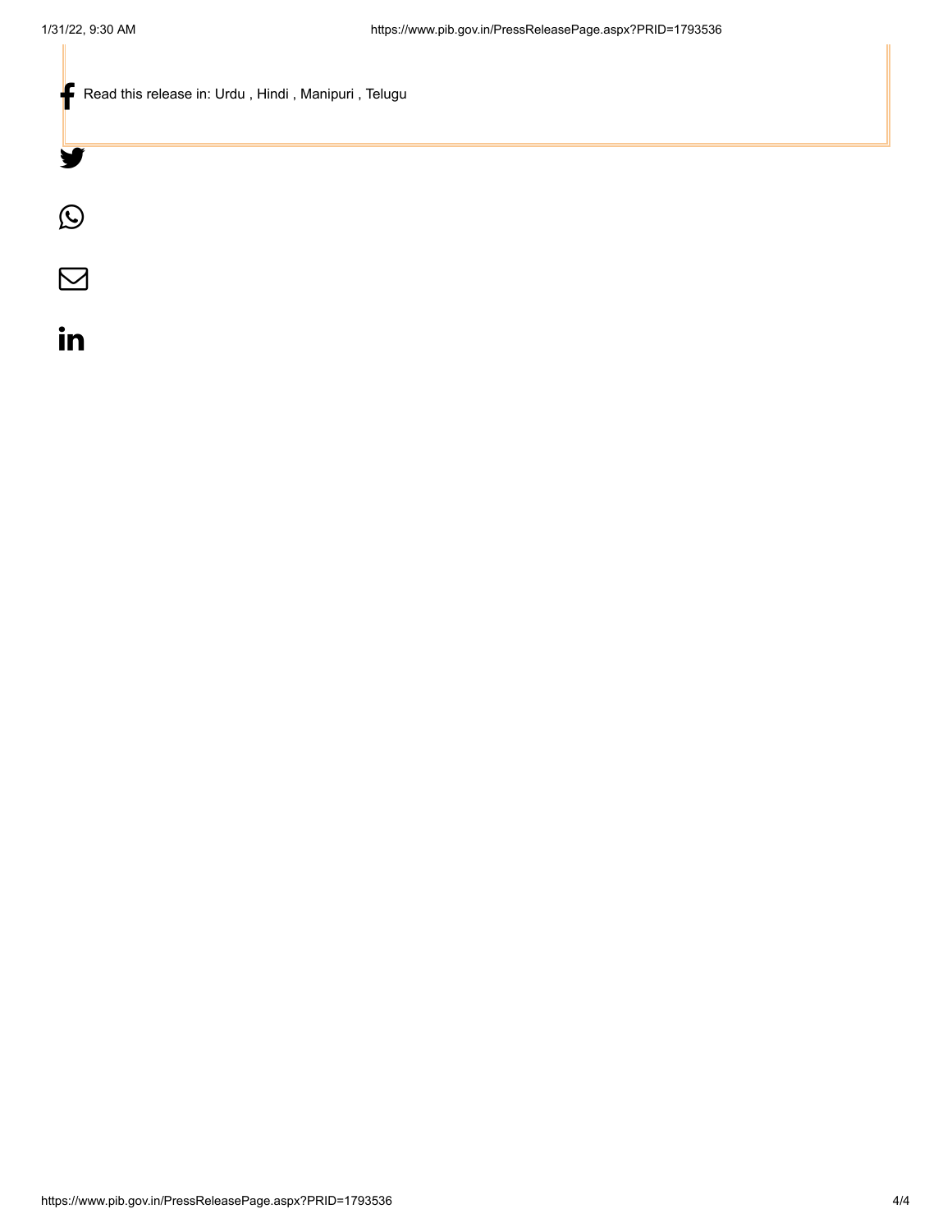Read this release in: Urdu , Hindi , Manipuri , Telugu